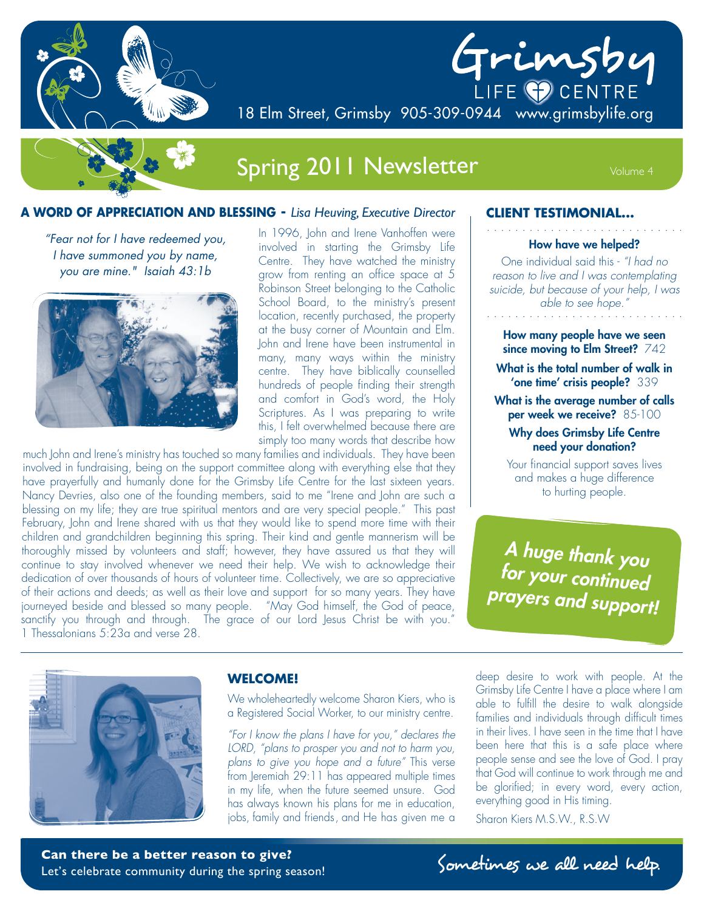# Grimsby LIFE CENTRE

18 Elm Street, Grimsby 905-309-0944 www.grimsbylife.org

## Spring 2011 Newsletter

Volume 4

### A WORD OF APPRECIATION AND BLESSING - *Lisa Heuving, Executive Director*

*"Fear not for I have redeemed you, I have summoned you by name, you are mine." Isaiah 43:1b*

In 1996, John and Irene Vanhoffen were involved in starting the Grimsby Life Centre. They have watched the ministry grow from renting an office space at 5 Robinson Street belonging to the Catholic School Board, to the ministry's present location, recently purchased, the property at the busy corner of Mountain and Elm. John and Irene have been instrumental in many, many ways within the ministry centre. They have biblically counselled hundreds of people finding their strength and comfort in God's word, the Holy Scriptures. As I was preparing to write this, I felt overwhelmed because there are simply too many words that describe how much John and Irene's ministry has touched so many families and individuals. They have been involved in fundraising, being on the support committee along with everything else that they have prayerfully and humanly done for the Grimsby Life Centre for the last sixteen years. Nancy Devries, also one of the founding members, said to me "Irene and John are such a blessing on my life; they are true spiritual mentors and are very special people." This past February, John and Irene shared with us that they would like to spend more time with their children and grandchildren beginning this spring. Their kind and gentle mannerism will be thoroughly missed by volunteers and staff; however, they have assured us that they will continue to stay involved whenever we need their help. We wish to acknowledge their dedication of over thousands of hours of volunteer time. Collectively, we are so appreciative of their actions and deeds; as well as their love and support for so many years. They have journeyed beside and blessed so many people. "May God himself, the God of peace, sanctify you through and through. The grace of our Lord Jesus Christ be with you." 1 Thessalonians 5:23a and verse 28.

### CLIENT TESTIMONIAL...

**How have we helped?**

One individual said this - *"I had no reason to live and I was contemplating suicide, but because of your help, I was able to see hope."*

**How many people have we seen since moving to Elm Street?** 742

**What is the total number of walk in 'one time' crisis people?** 339

**What is the average number of calls per week we receive?** 85-100

**Why does Grimsby Life Centre need your donation?**

Your financial support saves lives and makes a huge difference to hurting people.

***A huge thank you for your continued prayers and support!***

### WELCOME!

We wholeheartedly welcome Sharon Kiers, who is a Registered Social Worker, to our ministry centre.

*"For I know the plans I have for you," declares the LORD, "plans to prosper you and not to harm you, plans to give you hope and a future"* This verse from Jeremiah 29:11 has appeared multiple times in my life, when the future seemed unsure. God has always known his plans for me in education, jobs, family and friends, and He has given me a deep desire to work with people. At the Grimsby Life Centre I have a place where I am able to fulfill the desire to walk alongside families and individuals through difficult times in their lives. I have seen in the time that I have been here that this is a safe place where people sense and see the love of God. I pray that God will continue to work through me and be glorified; in every word, every action, everything good in His timing.

Sharon Kiers M.S.W., R.S.W

**Can there be a better reason to give?**
Let's celebrate community during the spring season!

Sometimes we all need help.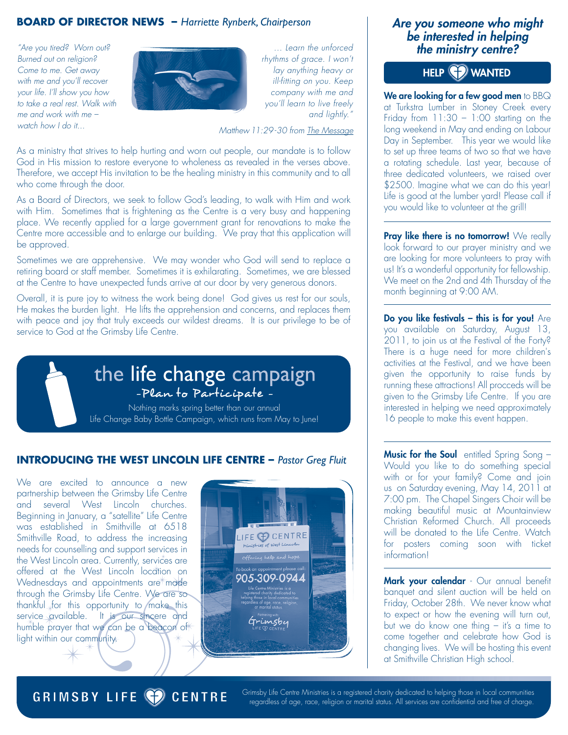## BOARD OF DIRECTOR NEWS – *Harriette Rynberk, Chairperson*

*"Are you tired? Worn out? Burned out on religion? Come to me. Get away with me and you'll recover your life. I'll show you how to take a real rest. Walk with me and work with me – watch how I do it... ... Learn the unforced rhythms of grace. I won't lay anything heavy or ill-fitting on you. Keep company with me and you'll learn to live freely and lightly."*

*Matthew 11:29-30 from The Message*

As a ministry that strives to help hurting and worn out people, our mandate is to follow God in His mission to restore everyone to wholeness as revealed in the verses above. Therefore, we accept His invitation to be the healing ministry in this community and to all who come through the door.

As a Board of Directors, we seek to follow God's leading, to walk with Him and work with Him. Sometimes that is frightening as the Centre is a very busy and happening place. We recently applied for a large government grant for renovations to make the Centre more accessible and to enlarge our building. We pray that this application will be approved.

Sometimes we are apprehensive. We may wonder who God will send to replace a retiring board or staff member. Sometimes it is exhilarating. Sometimes, we are blessed at the Centre to have unexpected funds arrive at our door by very generous donors.

Overall, it is pure joy to witness the work being done! God gives us rest for our souls, He makes the burden light. He lifts the apprehension and concerns, and replaces them with peace and joy that truly exceeds our wildest dreams. It is our privilege to be of service to God at the Grimsby Life Centre.

## the life change campaign

**-Plan to Participate -**

Nothing marks spring better than our annual Life Change Baby Bottle Campaign, which runs from May to June!

## INTRODUCING THE WEST LINCOLN LIFE CENTRE – *Pastor Greg Fluit*

We are excited to announce a new partnership between the Grimsby Life Centre and several West Lincoln churches. Beginning in January, a "satellite" Life Centre was established in Smithville at 6518 Smithville Road, to address the increasing needs for counselling and support services in the West Lincoln area. Currently, services are offered at the West Lincoln location on Wednesdays and appointments are made through the Grimsby Life Centre. We are so thankful for this opportunity to make this service available. It is our sincere and humble prayer that we can be a beacon of light within our community.

LIFE CENTRE
Ministries of West Lincoln
Offering help and hope
To book an appointment please call:
905-309-0944
Life Centre Ministries is a registered charity dedicated to helping those in local communities regardless of age, race, religion, or marital status.
Partnering with:
Grimsby LIFE CENTRE

## *Are you someone who might be interested in helping the ministry centre?*

### HELP WANTED

**We are looking for a few good men** to BBQ at Turkstra Lumber in Stoney Creek every Friday from 11:30 – 1:00 starting on the long weekend in May and ending on Labour Day in September. This year we would like to set up three teams of two so that we have a rotating schedule. Last year, because of three dedicated volunteers, we raised over $2500. Imagine what we can do this year! Life is good at the lumber yard! Please call if you would like to volunteer at the grill!

**Pray like there is no tomorrow!** We really look forward to our prayer ministry and we are looking for more volunteers to pray with us! It's a wonderful opportunity for fellowship. We meet on the 2nd and 4th Thursday of the month beginning at 9:00 AM.

**Do you like festivals – this is for you!** Are you available on Saturday, August 13, 2011, to join us at the Festival of the Forty? There is a huge need for more children's activities at the Festival, and we have been given the opportunity to raise funds by running these attractions! All procceds will be given to the Grimsby Life Centre. If you are interested in helping we need approximately 16 people to make this event happen.

**Music for the Soul** entitled Spring Song – Would you like to do something special with or for your family? Come and join us on Saturday evening, May 14, 2011 at 7:00 pm. The Chapel Singers Choir will be making beautiful music at Mountainview Christian Reformed Church. All proceeds will be donated to the Life Centre. Watch for posters coming soon with ticket information!

**Mark your calendar** - Our annual benefit banquet and silent auction will be held on Friday, October 28th. We never know what to expect or how the evening will turn out, but we do know one thing – it's a time to come together and celebrate how God is changing lives. We will be hosting this event at Smithville Christian High school.

GRIMSBY LIFE CENTRE

Grimsby Life Centre Ministries is a registered charity dedicated to helping those in local communities regardless of age, race, religion or marital status. All services are confidential and free of charge.